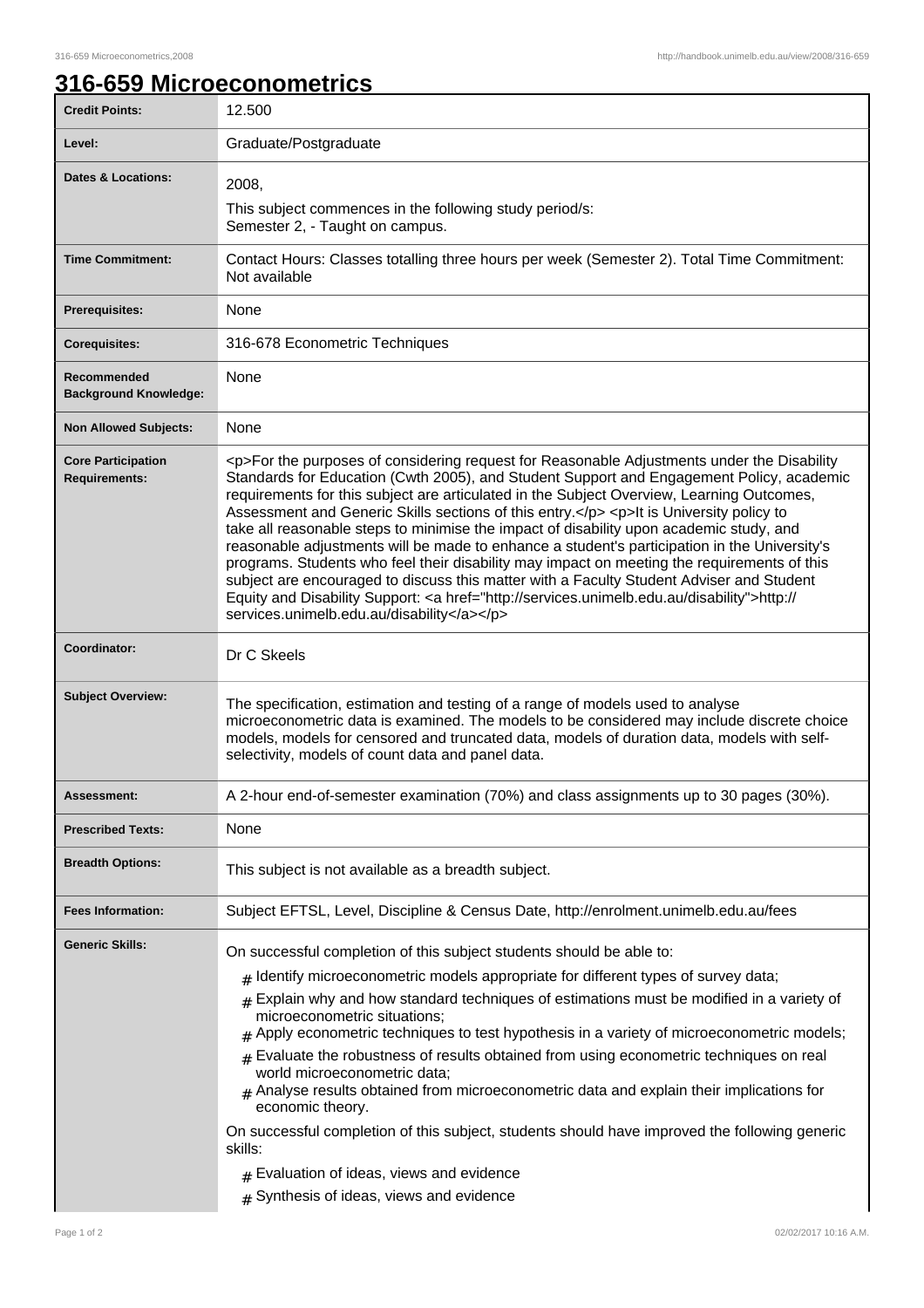# 316-659 Microeconometrics

| | |
|---|---|
| **Credit Points:** | 12.500 |
| **Level:** | Graduate/Postgraduate |
| **Dates & Locations:** | 2008,<br>This subject commences in the following study period/s:<br>Semester 2, - Taught on campus. |
| **Time Commitment:** | Contact Hours: Classes totalling three hours per week (Semester 2). Total Time Commitment: Not available |
| **Prerequisites:** | None |
| **Corequisites:** | 316-678 Econometric Techniques |
| **Recommended Background Knowledge:** | None |
| **Non Allowed Subjects:** | None |
| **Core Participation Requirements:** | <p>For the purposes of considering request for Reasonable Adjustments under the Disability Standards for Education (Cwth 2005), and Student Support and Engagement Policy, academic requirements for this subject are articulated in the Subject Overview, Learning Outcomes, Assessment and Generic Skills sections of this entry.</p> <p>It is University policy to take all reasonable steps to minimise the impact of disability upon academic study, and reasonable adjustments will be made to enhance a student's participation in the University's programs. Students who feel their disability may impact on meeting the requirements of this subject are encouraged to discuss this matter with a Faculty Student Adviser and Student Equity and Disability Support: <a href="http://services.unimelb.edu.au/disability">http://services.unimelb.edu.au/disability</a></p> |
| **Coordinator:** | Dr C Skeels |
| **Subject Overview:** | The specification, estimation and testing of a range of models used to analyse microeconometric data is examined. The models to be considered may include discrete choice models, models for censored and truncated data, models of duration data, models with self-selectivity, models of count data and panel data. |
| **Assessment:** | A 2-hour end-of-semester examination (70%) and class assignments up to 30 pages (30%). |
| **Prescribed Texts:** | None |
| **Breadth Options:** | This subject is not available as a breadth subject. |
| **Fees Information:** | Subject EFTSL, Level, Discipline & Census Date, http://enrolment.unimelb.edu.au/fees |
| **Generic Skills:** | On successful completion of this subject students should be able to:<br># Identify microeconometric models appropriate for different types of survey data;<br># Explain why and how standard techniques of estimations must be modified in a variety of microeconometric situations;<br># Apply econometric techniques to test hypothesis in a variety of microeconometric models;<br># Evaluate the robustness of results obtained from using econometric techniques on real world microeconometric data;<br># Analyse results obtained from microeconometric data and explain their implications for economic theory.<br>On successful completion of this subject, students should have improved the following generic skills:<br># Evaluation of ideas, views and evidence<br># Synthesis of ideas, views and evidence |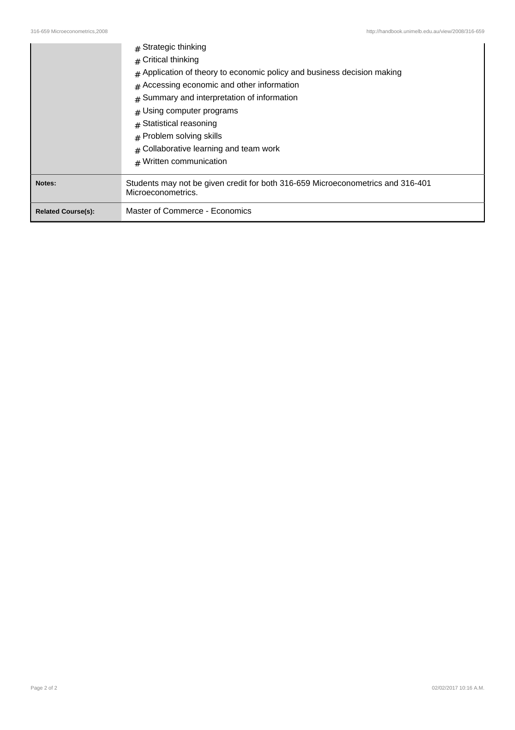| | |
|---|---|
| | # Strategic thinking<br># Critical thinking<br># Application of theory to economic policy and business decision making<br># Accessing economic and other information<br># Summary and interpretation of information<br># Using computer programs<br># Statistical reasoning<br># Problem solving skills<br># Collaborative learning and team work<br># Written communication |
| **Notes:** | Students may not be given credit for both 316-659 Microeconometrics and 316-401 Microeconometrics. |
| **Related Course(s):** | Master of Commerce - Economics |